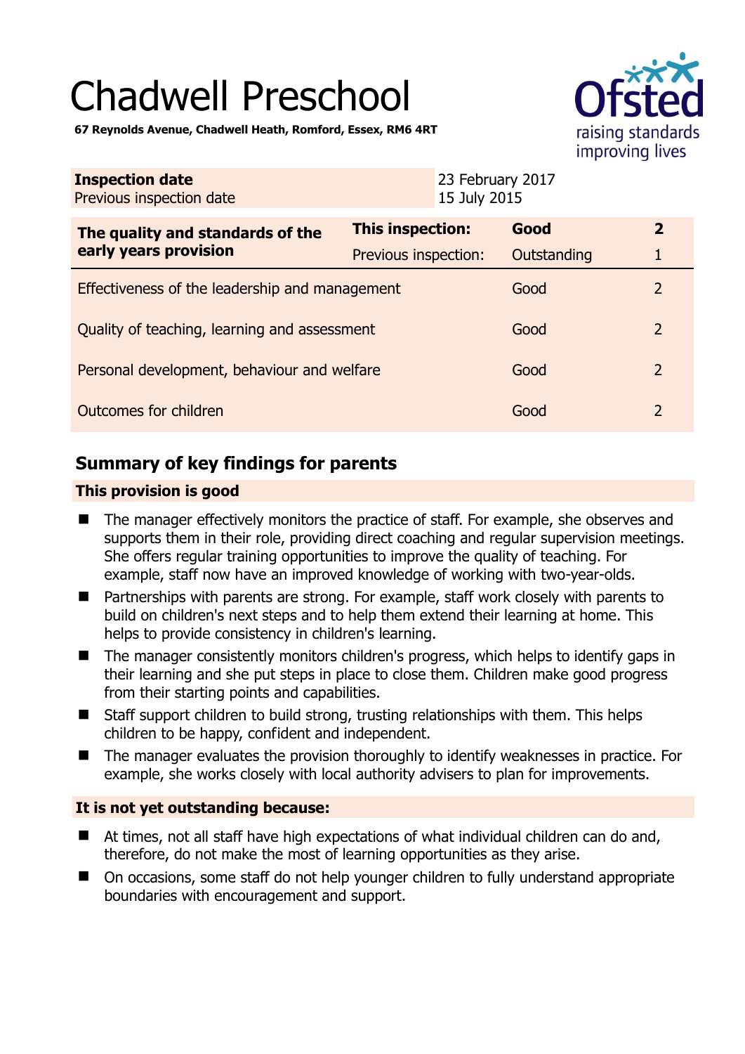# Chadwell Preschool

**67 Reynolds Avenue, Chadwell Heath, Romford, Essex, RM6 4RT**

| | |
|---|---|
| **Inspection date** | 23 February 2017 |
| Previous inspection date | 15 July 2015 |

| | | | |
|---|---|---|---|
| **The quality and standards of the early years provision** | **This inspection:** | **Good** | **2** |
| | Previous inspection: | Outstanding | 1 |
| Effectiveness of the leadership and management | | Good | 2 |
| Quality of teaching, learning and assessment | | Good | 2 |
| Personal development, behaviour and welfare | | Good | 2 |
| Outcomes for children | | Good | 2 |

## Summary of key findings for parents

**This provision is good**

- The manager effectively monitors the practice of staff. For example, she observes and supports them in their role, providing direct coaching and regular supervision meetings. She offers regular training opportunities to improve the quality of teaching. For example, staff now have an improved knowledge of working with two-year-olds.
- Partnerships with parents are strong. For example, staff work closely with parents to build on children's next steps and to help them extend their learning at home. This helps to provide consistency in children's learning.
- The manager consistently monitors children's progress, which helps to identify gaps in their learning and she put steps in place to close them. Children make good progress from their starting points and capabilities.
- Staff support children to build strong, trusting relationships with them. This helps children to be happy, confident and independent.
- The manager evaluates the provision thoroughly to identify weaknesses in practice. For example, she works closely with local authority advisers to plan for improvements.

**It is not yet outstanding because:**

- At times, not all staff have high expectations of what individual children can do and, therefore, do not make the most of learning opportunities as they arise.
- On occasions, some staff do not help younger children to fully understand appropriate boundaries with encouragement and support.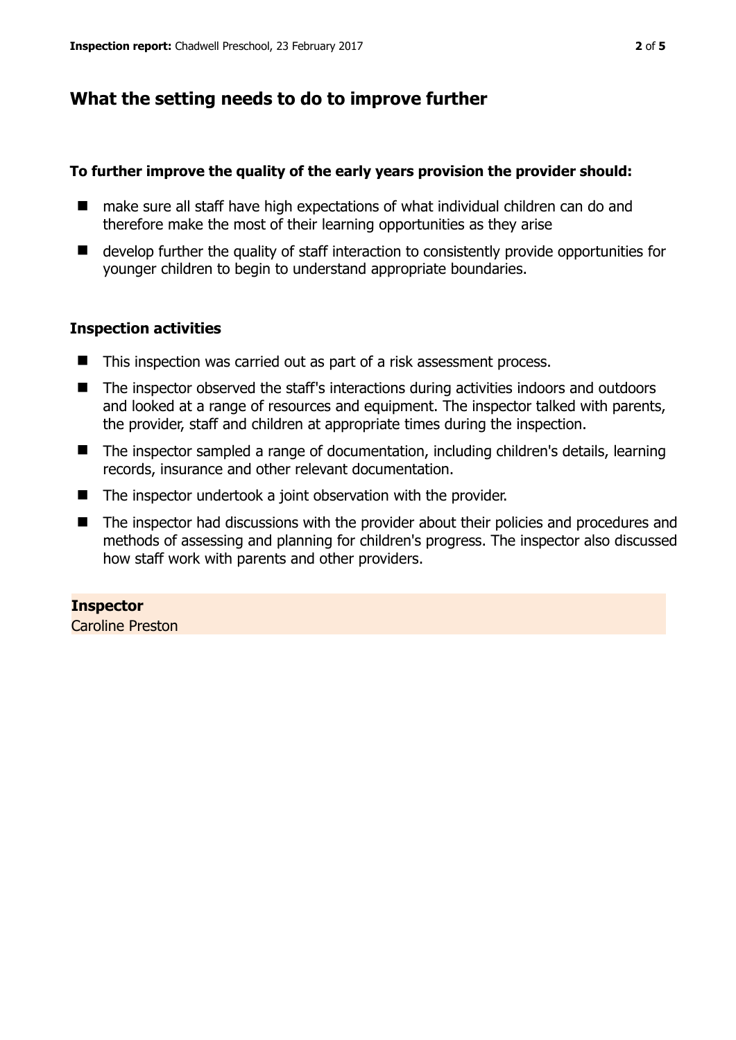## What the setting needs to do to improve further

**To further improve the quality of the early years provision the provider should:**

- make sure all staff have high expectations of what individual children can do and therefore make the most of their learning opportunities as they arise
- develop further the quality of staff interaction to consistently provide opportunities for younger children to begin to understand appropriate boundaries.

### Inspection activities

- This inspection was carried out as part of a risk assessment process.
- The inspector observed the staff's interactions during activities indoors and outdoors and looked at a range of resources and equipment. The inspector talked with parents, the provider, staff and children at appropriate times during the inspection.
- The inspector sampled a range of documentation, including children's details, learning records, insurance and other relevant documentation.
- The inspector undertook a joint observation with the provider.
- The inspector had discussions with the provider about their policies and procedures and methods of assessing and planning for children's progress. The inspector also discussed how staff work with parents and other providers.

**Inspector**
Caroline Preston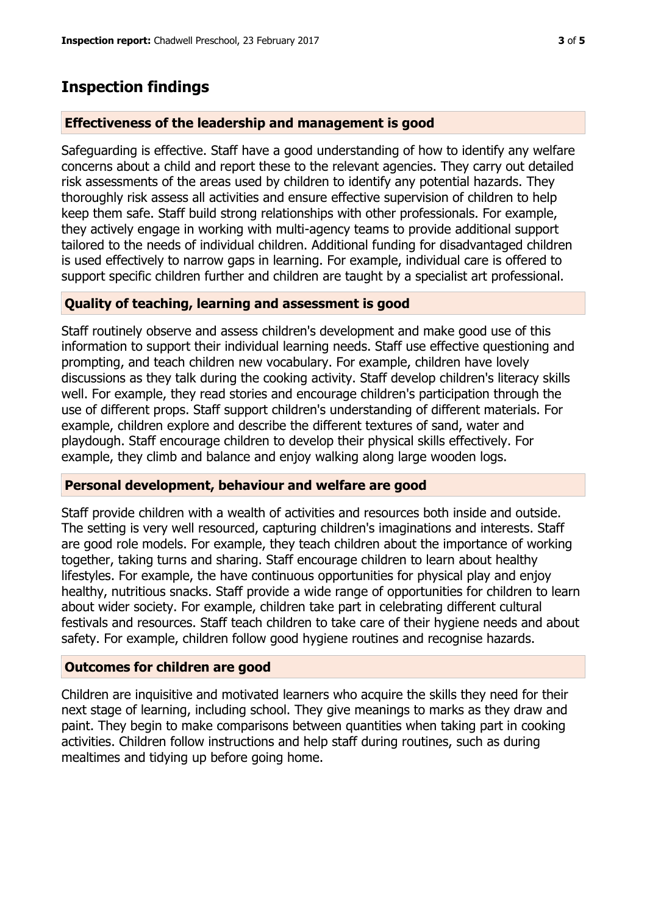## Inspection findings

### Effectiveness of the leadership and management is good

Safeguarding is effective. Staff have a good understanding of how to identify any welfare concerns about a child and report these to the relevant agencies. They carry out detailed risk assessments of the areas used by children to identify any potential hazards. They thoroughly risk assess all activities and ensure effective supervision of children to help keep them safe. Staff build strong relationships with other professionals. For example, they actively engage in working with multi-agency teams to provide additional support tailored to the needs of individual children. Additional funding for disadvantaged children is used effectively to narrow gaps in learning. For example, individual care is offered to support specific children further and children are taught by a specialist art professional.

### Quality of teaching, learning and assessment is good

Staff routinely observe and assess children's development and make good use of this information to support their individual learning needs. Staff use effective questioning and prompting, and teach children new vocabulary. For example, children have lovely discussions as they talk during the cooking activity. Staff develop children's literacy skills well. For example, they read stories and encourage children's participation through the use of different props. Staff support children's understanding of different materials. For example, children explore and describe the different textures of sand, water and playdough. Staff encourage children to develop their physical skills effectively. For example, they climb and balance and enjoy walking along large wooden logs.

### Personal development, behaviour and welfare are good

Staff provide children with a wealth of activities and resources both inside and outside. The setting is very well resourced, capturing children's imaginations and interests. Staff are good role models. For example, they teach children about the importance of working together, taking turns and sharing. Staff encourage children to learn about healthy lifestyles. For example, the have continuous opportunities for physical play and enjoy healthy, nutritious snacks. Staff provide a wide range of opportunities for children to learn about wider society. For example, children take part in celebrating different cultural festivals and resources. Staff teach children to take care of their hygiene needs and about safety. For example, children follow good hygiene routines and recognise hazards.

### Outcomes for children are good

Children are inquisitive and motivated learners who acquire the skills they need for their next stage of learning, including school. They give meanings to marks as they draw and paint. They begin to make comparisons between quantities when taking part in cooking activities. Children follow instructions and help staff during routines, such as during mealtimes and tidying up before going home.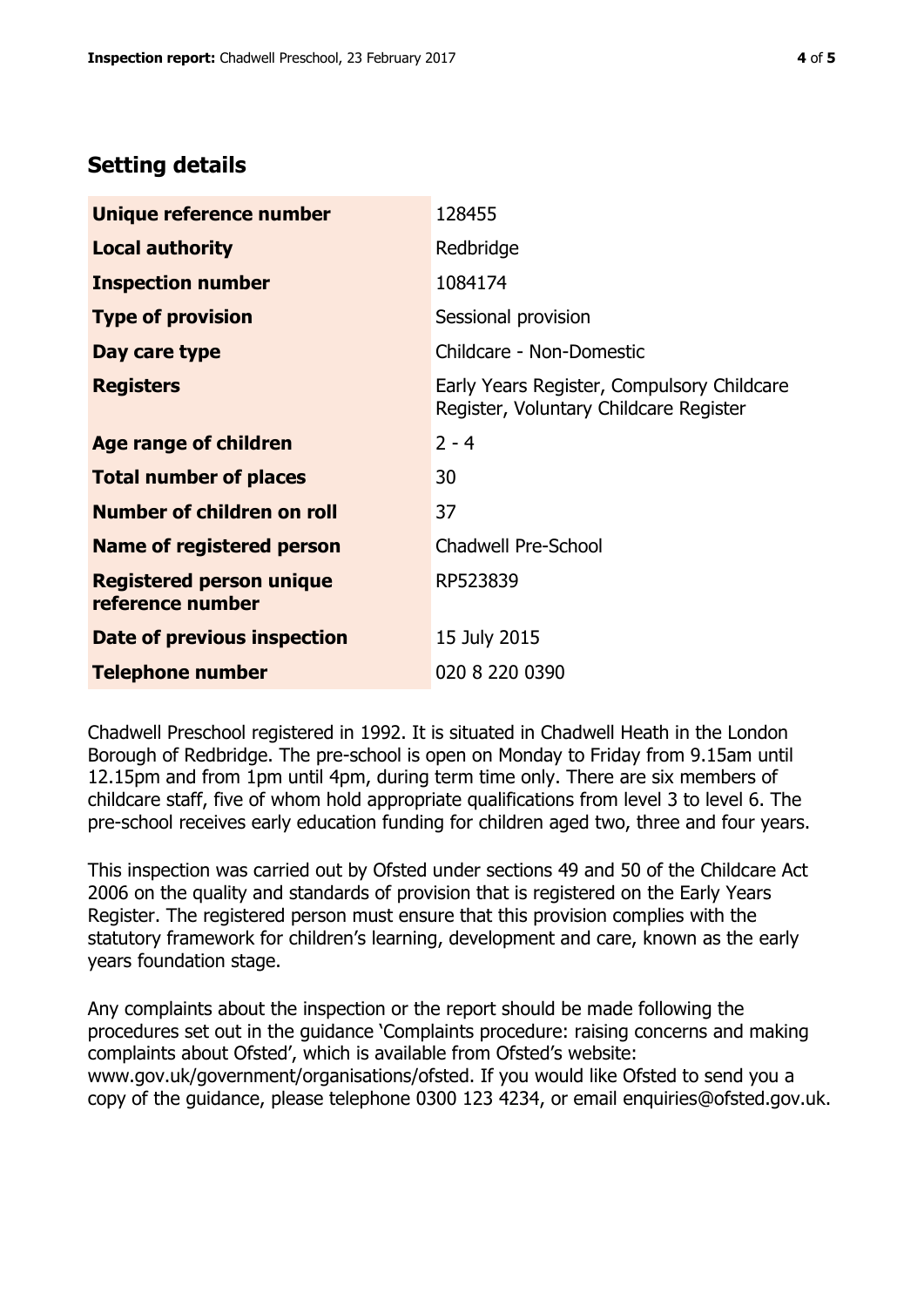## Setting details

| | |
|---|---|
| **Unique reference number** | 128455 |
| **Local authority** | Redbridge |
| **Inspection number** | 1084174 |
| **Type of provision** | Sessional provision |
| **Day care type** | Childcare - Non-Domestic |
| **Registers** | Early Years Register, Compulsory Childcare Register, Voluntary Childcare Register |
| **Age range of children** | 2 - 4 |
| **Total number of places** | 30 |
| **Number of children on roll** | 37 |
| **Name of registered person** | Chadwell Pre-School |
| **Registered person unique reference number** | RP523839 |
| **Date of previous inspection** | 15 July 2015 |
| **Telephone number** | 020 8 220 0390 |

Chadwell Preschool registered in 1992. It is situated in Chadwell Heath in the London Borough of Redbridge. The pre-school is open on Monday to Friday from 9.15am until 12.15pm and from 1pm until 4pm, during term time only. There are six members of childcare staff, five of whom hold appropriate qualifications from level 3 to level 6. The pre-school receives early education funding for children aged two, three and four years.

This inspection was carried out by Ofsted under sections 49 and 50 of the Childcare Act 2006 on the quality and standards of provision that is registered on the Early Years Register. The registered person must ensure that this provision complies with the statutory framework for children's learning, development and care, known as the early years foundation stage.

Any complaints about the inspection or the report should be made following the procedures set out in the guidance 'Complaints procedure: raising concerns and making complaints about Ofsted', which is available from Ofsted's website: www.gov.uk/government/organisations/ofsted. If you would like Ofsted to send you a copy of the guidance, please telephone 0300 123 4234, or email enquiries@ofsted.gov.uk.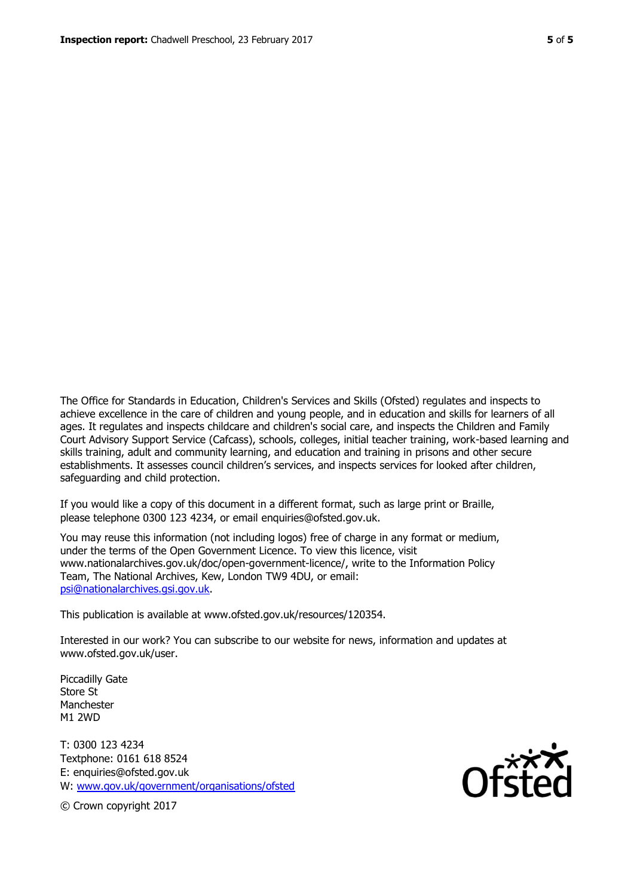The Office for Standards in Education, Children's Services and Skills (Ofsted) regulates and inspects to achieve excellence in the care of children and young people, and in education and skills for learners of all ages. It regulates and inspects childcare and children's social care, and inspects the Children and Family Court Advisory Support Service (Cafcass), schools, colleges, initial teacher training, work-based learning and skills training, adult and community learning, and education and training in prisons and other secure establishments. It assesses council children's services, and inspects services for looked after children, safeguarding and child protection.

If you would like a copy of this document in a different format, such as large print or Braille, please telephone 0300 123 4234, or email enquiries@ofsted.gov.uk.

You may reuse this information (not including logos) free of charge in any format or medium, under the terms of the Open Government Licence. To view this licence, visit www.nationalarchives.gov.uk/doc/open-government-licence/, write to the Information Policy Team, The National Archives, Kew, London TW9 4DU, or email: psi@nationalarchives.gsi.gov.uk.

This publication is available at www.ofsted.gov.uk/resources/120354.

Interested in our work? You can subscribe to our website for news, information and updates at www.ofsted.gov.uk/user.

Piccadilly Gate
Store St
Manchester
M1 2WD

T: 0300 123 4234
Textphone: 0161 618 8524
E: enquiries@ofsted.gov.uk
W: www.gov.uk/government/organisations/ofsted

© Crown copyright 2017